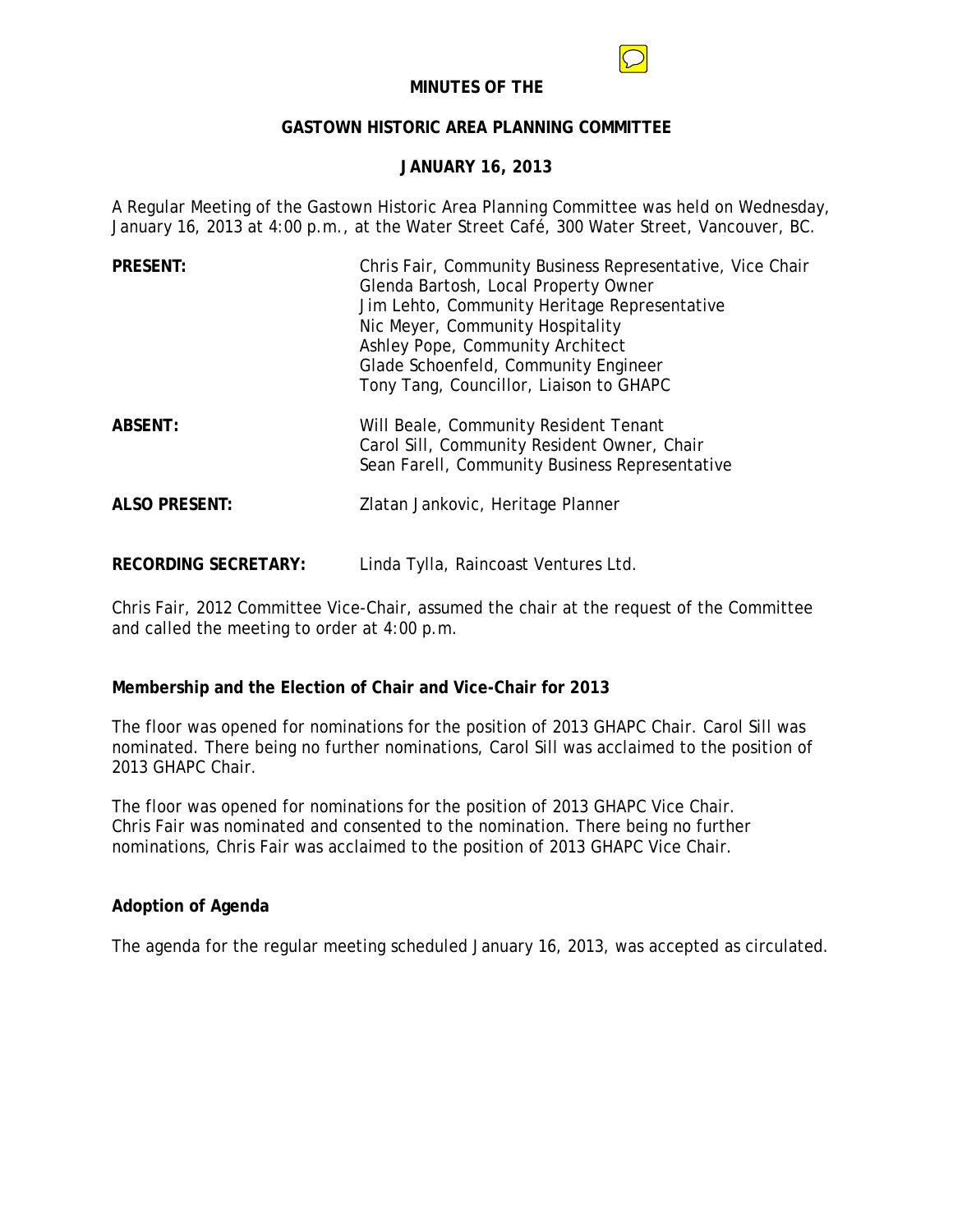# MINUTES OF THE

## GASTOWN HISTORIC AREA PLANNING COMMITTEE

### JANUARY 16, 2013

A Regular Meeting of the Gastown Historic Area Planning Committee was held on Wednesday, January 16, 2013 at 4:00 p.m., at the Water Street Café, 300 Water Street, Vancouver, BC.

**PRESENT:**
Chris Fair, Community Business Representative, Vice Chair
Glenda Bartosh, Local Property Owner
Jim Lehto, Community Heritage Representative
Nic Meyer, Community Hospitality
Ashley Pope, Community Architect
Glade Schoenfeld, Community Engineer
Tony Tang, Councillor, Liaison to GHAPC

**ABSENT:**
Will Beale, Community Resident Tenant
Carol Sill, Community Resident Owner, Chair
Sean Farell, Community Business Representative

**ALSO PRESENT:**
Zlatan Jankovic, Heritage Planner

**RECORDING SECRETARY:**
Linda Tylla, Raincoast Ventures Ltd.

Chris Fair, 2012 Committee Vice-Chair, assumed the chair at the request of the Committee and called the meeting to order at 4:00 p.m.

**Membership and the Election of Chair and Vice-Chair for 2013**

The floor was opened for nominations for the position of 2013 GHAPC Chair. Carol Sill was nominated. There being no further nominations, Carol Sill was acclaimed to the position of 2013 GHAPC Chair.

The floor was opened for nominations for the position of 2013 GHAPC Vice Chair. Chris Fair was nominated and consented to the nomination. There being no further nominations, Chris Fair was acclaimed to the position of 2013 GHAPC Vice Chair.

**Adoption of Agenda**

The agenda for the regular meeting scheduled January 16, 2013, was accepted as circulated.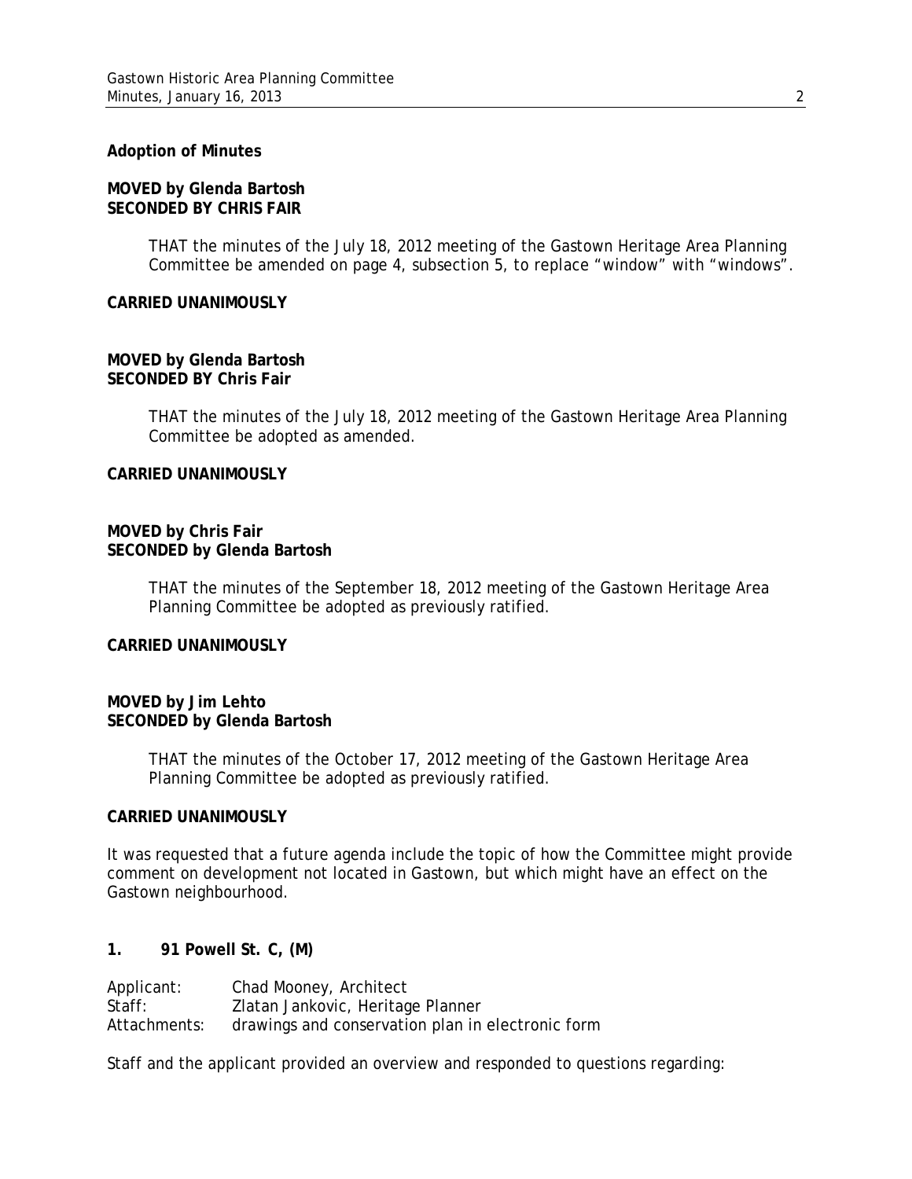**Adoption of Minutes**

**MOVED by Glenda Bartosh**
**SECONDED BY CHRIS FAIR**

> THAT the minutes of the July 18, 2012 meeting of the Gastown Heritage Area Planning Committee be amended on page 4, subsection 5, to replace "window" with "windows".

**CARRIED UNANIMOUSLY**

**MOVED by Glenda Bartosh**
**SECONDED BY Chris Fair**

> THAT the minutes of the July 18, 2012 meeting of the Gastown Heritage Area Planning Committee be adopted as amended.

**CARRIED UNANIMOUSLY**

**MOVED by Chris Fair**
**SECONDED by Glenda Bartosh**

> THAT the minutes of the September 18, 2012 meeting of the Gastown Heritage Area Planning Committee be adopted as previously ratified.

**CARRIED UNANIMOUSLY**

**MOVED by Jim Lehto**
**SECONDED by Glenda Bartosh**

> THAT the minutes of the October 17, 2012 meeting of the Gastown Heritage Area Planning Committee be adopted as previously ratified.

**CARRIED UNANIMOUSLY**

It was requested that a future agenda include the topic of how the Committee might provide comment on development not located in Gastown, but which might have an effect on the Gastown neighbourhood.

**1. 91 Powell St. C, (M)**

Applicant: Chad Mooney, Architect
Staff: Zlatan Jankovic, Heritage Planner
Attachments: drawings and conservation plan in electronic form

Staff and the applicant provided an overview and responded to questions regarding: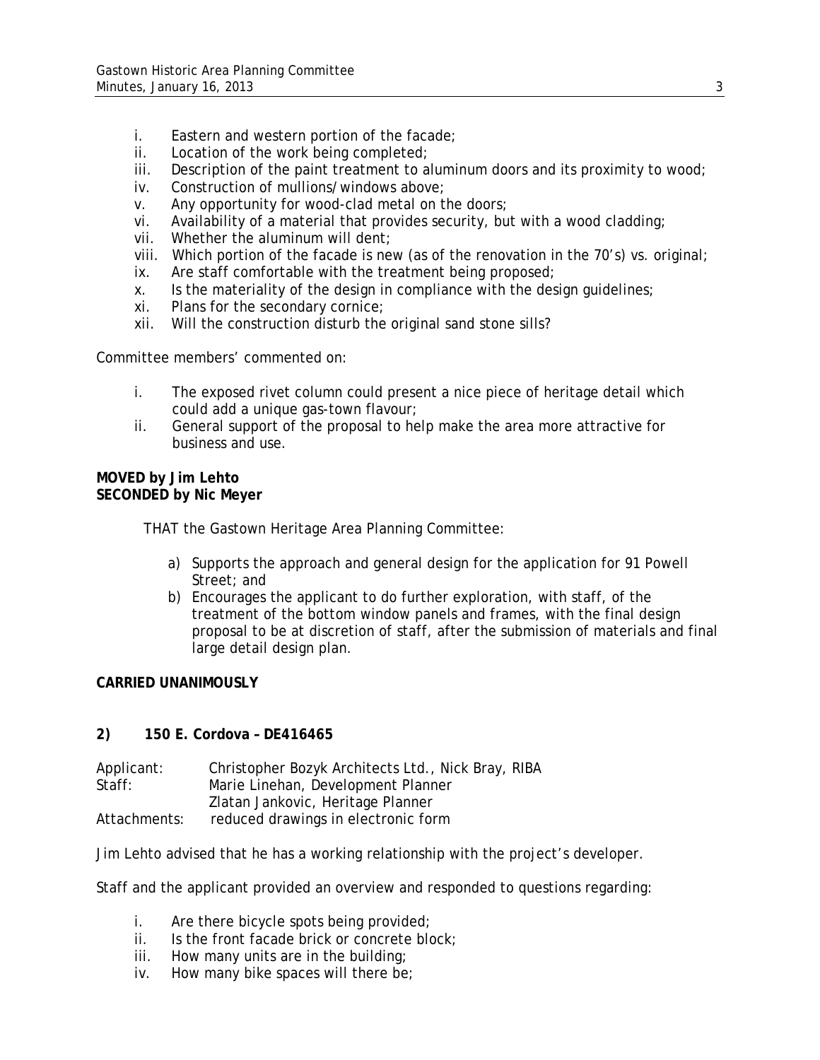i. Eastern and western portion of the facade;
ii. Location of the work being completed;
iii. Description of the paint treatment to aluminum doors and its proximity to wood;
iv. Construction of mullions/windows above;
v. Any opportunity for wood-clad metal on the doors;
vi. Availability of a material that provides security, but with a wood cladding;
vii. Whether the aluminum will dent;
viii. Which portion of the facade is new (as of the renovation in the 70's) vs. original;
ix. Are staff comfortable with the treatment being proposed;
x. Is the materiality of the design in compliance with the design guidelines;
xi. Plans for the secondary cornice;
xii. Will the construction disturb the original sand stone sills?

Committee members' commented on:

i. The exposed rivet column could present a nice piece of heritage detail which could add a unique gas-town flavour;
ii. General support of the proposal to help make the area more attractive for business and use.

**MOVED by Jim Lehto**
**SECONDED by Nic Meyer**

THAT the Gastown Heritage Area Planning Committee:

a) Supports the approach and general design for the application for 91 Powell Street; and
b) Encourages the applicant to do further exploration, with staff, of the treatment of the bottom window panels and frames, with the final design proposal to be at discretion of staff, after the submission of materials and final large detail design plan.

**CARRIED UNANIMOUSLY**

**2) 150 E. Cordova – DE416465**

Applicant: Christopher Bozyk Architects Ltd., Nick Bray, RIBA
Staff: Marie Linehan, Development Planner
Zlatan Jankovic, Heritage Planner
Attachments: reduced drawings in electronic form

Jim Lehto advised that he has a working relationship with the project's developer.

Staff and the applicant provided an overview and responded to questions regarding:

i. Are there bicycle spots being provided;
ii. Is the front facade brick or concrete block;
iii. How many units are in the building;
iv. How many bike spaces will there be;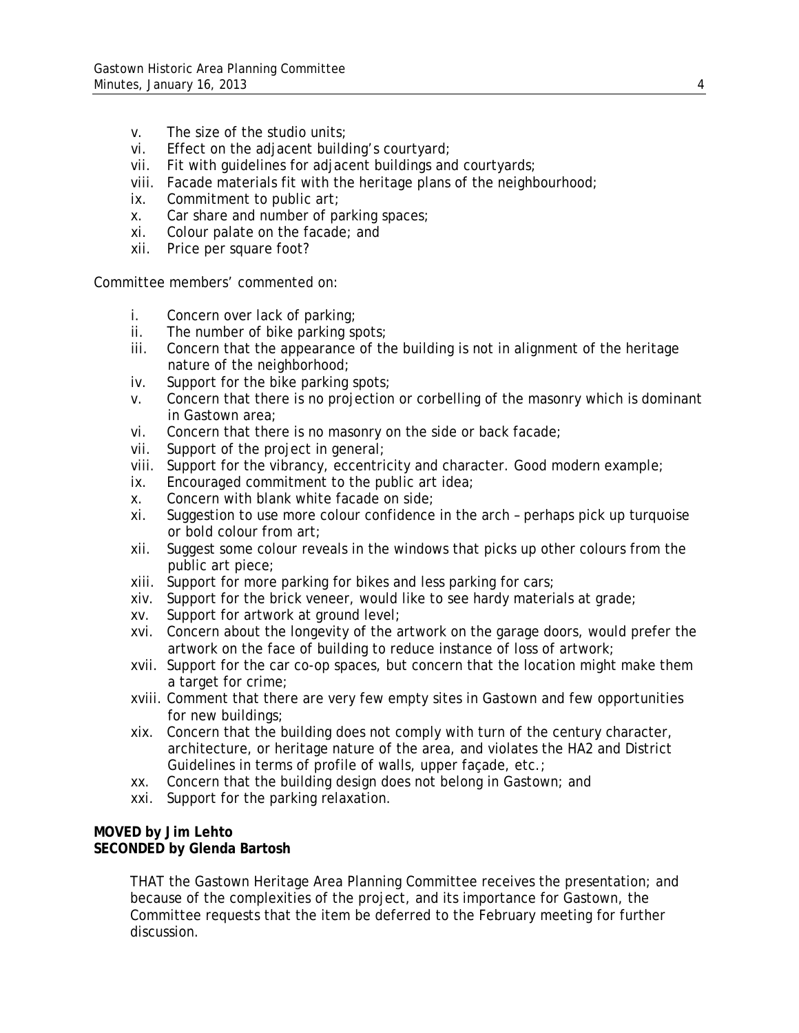v. The size of the studio units;
vi. Effect on the adjacent building's courtyard;
vii. Fit with guidelines for adjacent buildings and courtyards;
viii. Facade materials fit with the heritage plans of the neighbourhood;
ix. Commitment to public art;
x. Car share and number of parking spaces;
xi. Colour palate on the facade; and
xii. Price per square foot?

Committee members' commented on:

i. Concern over lack of parking;
ii. The number of bike parking spots;
iii. Concern that the appearance of the building is not in alignment of the heritage nature of the neighborhood;
iv. Support for the bike parking spots;
v. Concern that there is no projection or corbelling of the masonry which is dominant in Gastown area;
vi. Concern that there is no masonry on the side or back facade;
vii. Support of the project in general;
viii. Support for the vibrancy, eccentricity and character. Good modern example;
ix. Encouraged commitment to the public art idea;
x. Concern with blank white facade on side;
xi. Suggestion to use more colour confidence in the arch – perhaps pick up turquoise or bold colour from art;
xii. Suggest some colour reveals in the windows that picks up other colours from the public art piece;
xiii. Support for more parking for bikes and less parking for cars;
xiv. Support for the brick veneer, would like to see hardy materials at grade;
xv. Support for artwork at ground level;
xvi. Concern about the longevity of the artwork on the garage doors, would prefer the artwork on the face of building to reduce instance of loss of artwork;
xvii. Support for the car co-op spaces, but concern that the location might make them a target for crime;
xviii. Comment that there are very few empty sites in Gastown and few opportunities for new buildings;
xix. Concern that the building does not comply with turn of the century character, architecture, or heritage nature of the area, and violates the HA2 and District Guidelines in terms of profile of walls, upper façade, etc.;
xx. Concern that the building design does not belong in Gastown; and
xxi. Support for the parking relaxation.

**MOVED by Jim Lehto**
**SECONDED by Glenda Bartosh**

THAT the Gastown Heritage Area Planning Committee receives the presentation; and because of the complexities of the project, and its importance for Gastown, the Committee requests that the item be deferred to the February meeting for further discussion.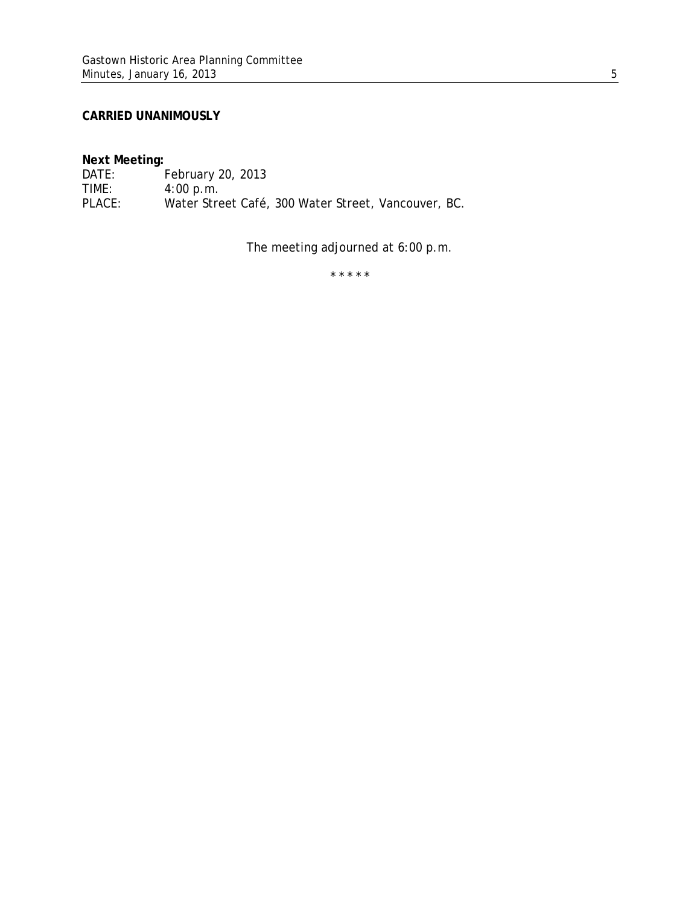**CARRIED UNANIMOUSLY**

**Next Meeting:**

DATE: February 20, 2013
TIME: 4:00 p.m.
PLACE: Water Street Café, 300 Water Street, Vancouver, BC.

The meeting adjourned at 6:00 p.m.

* * * * *